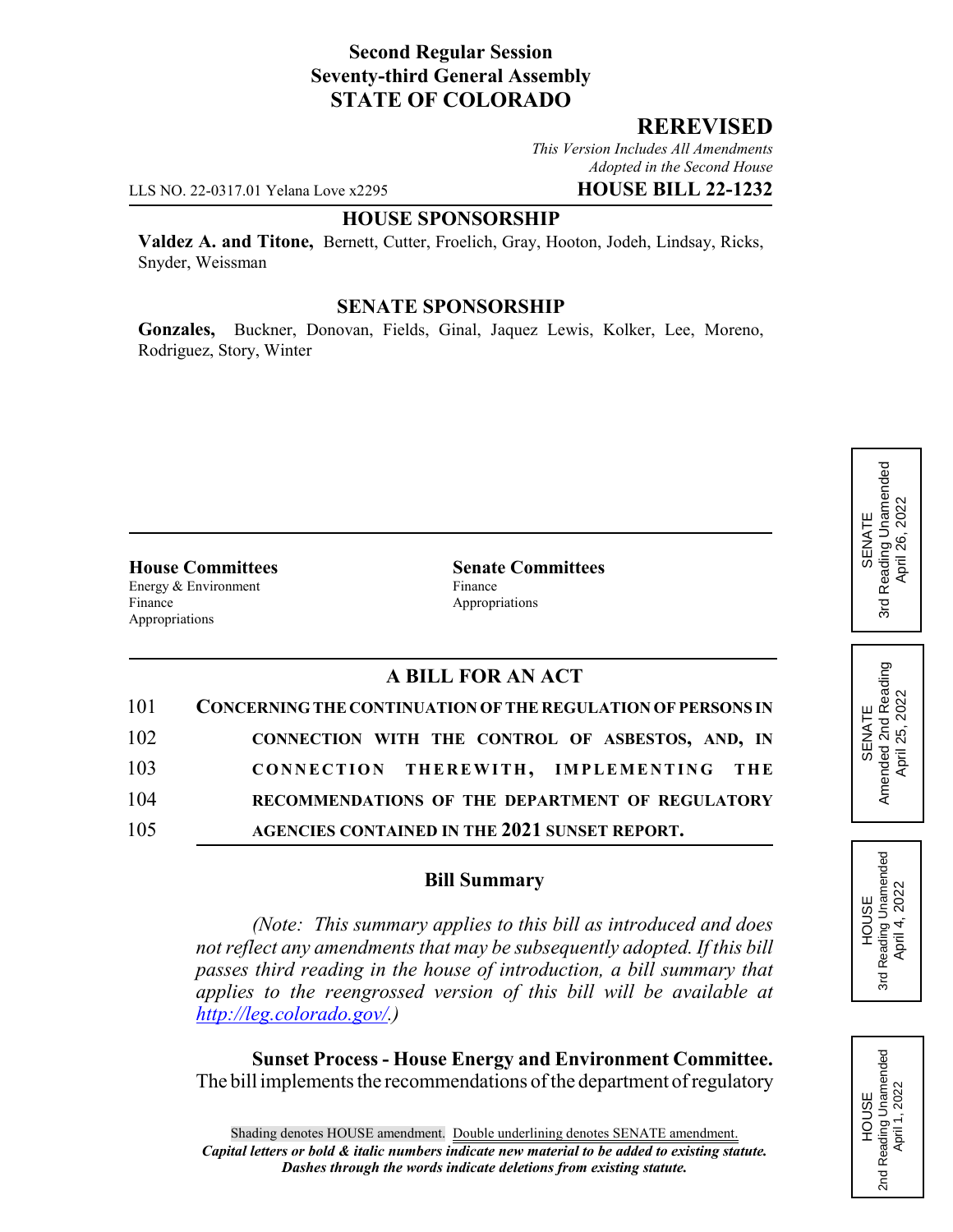**Second Regular Session**
**Seventy-third General Assembly**
**STATE OF COLORADO**

**REREVISED**

*This Version Includes All Amendments Adopted in the Second House*

LLS NO. 22-0317.01 Yelana Love x2295 **HOUSE BILL 22-1232**

**HOUSE SPONSORSHIP**

**Valdez A. and Titone,** Bernett, Cutter, Froelich, Gray, Hooton, Jodeh, Lindsay, Ricks, Snyder, Weissman

**SENATE SPONSORSHIP**

**Gonzales,** Buckner, Donovan, Fields, Ginal, Jaquez Lewis, Kolker, Lee, Moreno, Rodriguez, Story, Winter

SENATE 3rd Reading Unamended April 26, 2022

SENATE Amended 2nd Reading April 25, 2022

HOUSE 3rd Reading Unamended April 4, 2022

HOUSE 2nd Reading Unamended April 1, 2022

**House Committees**
Energy & Environment
Finance
Appropriations

**Senate Committees**
Finance
Appropriations

## A BILL FOR AN ACT

101 **CONCERNING THE CONTINUATION OF THE REGULATION OF PERSONS IN**
102 **CONNECTION WITH THE CONTROL OF ASBESTOS, AND, IN**
103 **CONNECTION THEREWITH, IMPLEMENTING THE**
104 **RECOMMENDATIONS OF THE DEPARTMENT OF REGULATORY**
105 **AGENCIES CONTAINED IN THE 2021 SUNSET REPORT.**

### Bill Summary

*(Note: This summary applies to this bill as introduced and does not reflect any amendments that may be subsequently adopted. If this bill passes third reading in the house of introduction, a bill summary that applies to the reengrossed version of this bill will be available at http://leg.colorado.gov/.)*

**Sunset Process - House Energy and Environment Committee.** The bill implements the recommendations of the department of regulatory

Shading denotes HOUSE amendment. Double underlining denotes SENATE amendment.
*Capital letters or bold & italic numbers indicate new material to be added to existing statute.*
*Dashes through the words indicate deletions from existing statute.*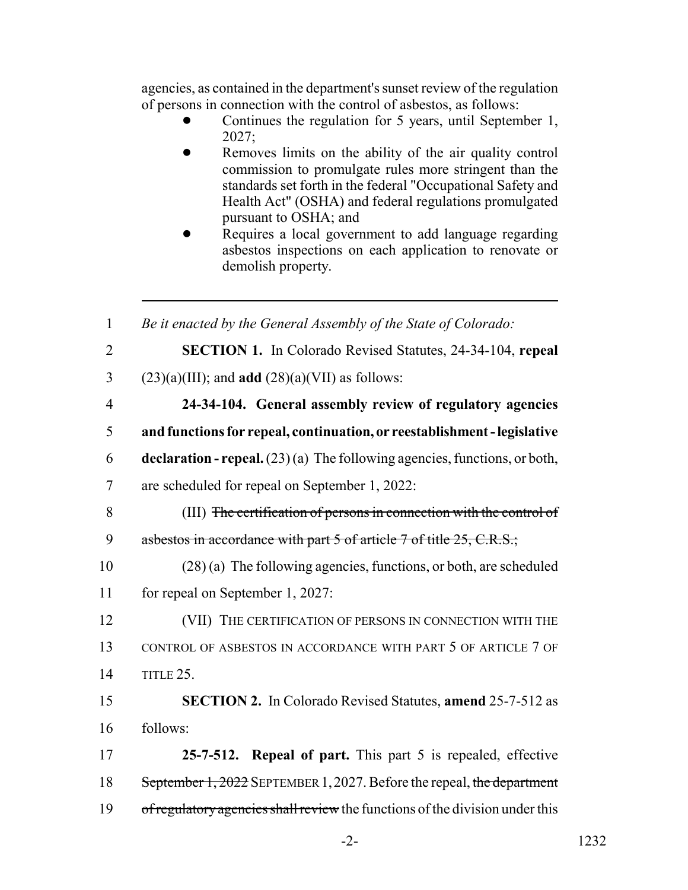agencies, as contained in the department's sunset review of the regulation of persons in connection with the control of asbestos, as follows:

- Continues the regulation for 5 years, until September 1, 2027;
- Removes limits on the ability of the air quality control commission to promulgate rules more stringent than the standards set forth in the federal "Occupational Safety and Health Act" (OSHA) and federal regulations promulgated pursuant to OSHA; and
- Requires a local government to add language regarding asbestos inspections on each application to renovate or demolish property.

---

1 *Be it enacted by the General Assembly of the State of Colorado:*

2 **SECTION 1.** In Colorado Revised Statutes, 24-34-104, **repeal**
3 (23)(a)(III); and **add** (28)(a)(VII) as follows:

4 **24-34-104. General assembly review of regulatory agencies**
5 **and functions for repeal, continuation, or reestablishment - legislative**
6 **declaration - repeal.** (23) (a) The following agencies, functions, or both,
7 are scheduled for repeal on September 1, 2022:

8 (III) ~~The certification of persons in connection with the control of~~
9 ~~asbestos in accordance with part 5 of article 7 of title 25, C.R.S.;~~

10 (28) (a) The following agencies, functions, or both, are scheduled
11 for repeal on September 1, 2027:

12 (VII) THE CERTIFICATION OF PERSONS IN CONNECTION WITH THE
13 CONTROL OF ASBESTOS IN ACCORDANCE WITH PART 5 OF ARTICLE 7 OF
14 TITLE 25.

15 **SECTION 2.** In Colorado Revised Statutes, **amend** 25-7-512 as
16 follows:

17 **25-7-512. Repeal of part.** This part 5 is repealed, effective
18 ~~September 1, 2022~~ SEPTEMBER 1, 2027. Before the repeal, ~~the department~~
19 ~~of regulatory agencies shall review~~ the functions of the division under this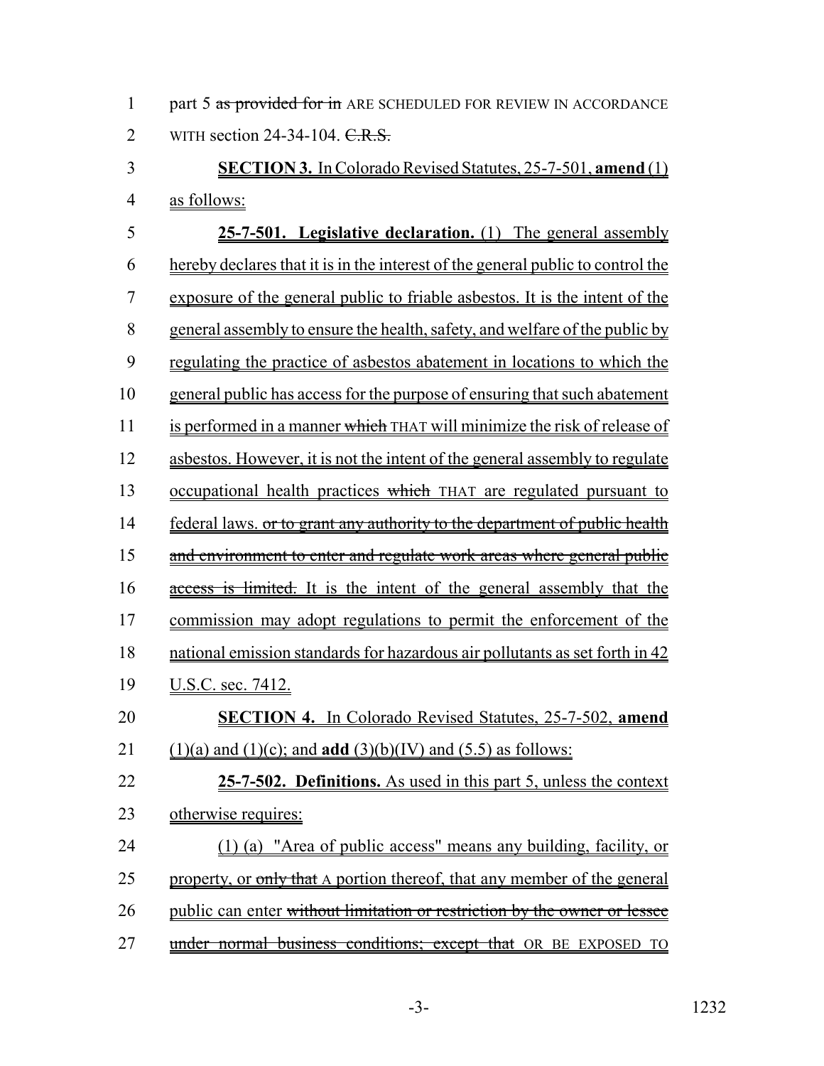part 5 ~~as provided for in~~ ARE SCHEDULED FOR REVIEW IN ACCORDANCE WITH section 24-34-104. ~~C.R.S.~~

**SECTION 3.** In Colorado Revised Statutes, 25-7-501, **amend** (1) as follows:

**25-7-501. Legislative declaration.** (1) The general assembly hereby declares that it is in the interest of the general public to control the exposure of the general public to friable asbestos. It is the intent of the general assembly to ensure the health, safety, and welfare of the public by regulating the practice of asbestos abatement in locations to which the general public has access for the purpose of ensuring that such abatement is performed in a manner ~~which~~ THAT will minimize the risk of release of asbestos. However, it is not the intent of the general assembly to regulate occupational health practices ~~which~~ THAT are regulated pursuant to federal laws. ~~or to grant any authority to the department of public health and environment to enter and regulate work areas where general public access is limited.~~ It is the intent of the general assembly that the commission may adopt regulations to permit the enforcement of the national emission standards for hazardous air pollutants as set forth in 42 U.S.C. sec. 7412.

**SECTION 4.** In Colorado Revised Statutes, 25-7-502, **amend** (1)(a) and (1)(c); and **add** (3)(b)(IV) and (5.5) as follows:

**25-7-502. Definitions.** As used in this part 5, unless the context otherwise requires:

(1) (a) "Area of public access" means any building, facility, or property, or ~~only that~~ A portion thereof, that any member of the general public can enter ~~without limitation or restriction by the owner or lessee under normal business conditions; except that~~ OR BE EXPOSED TO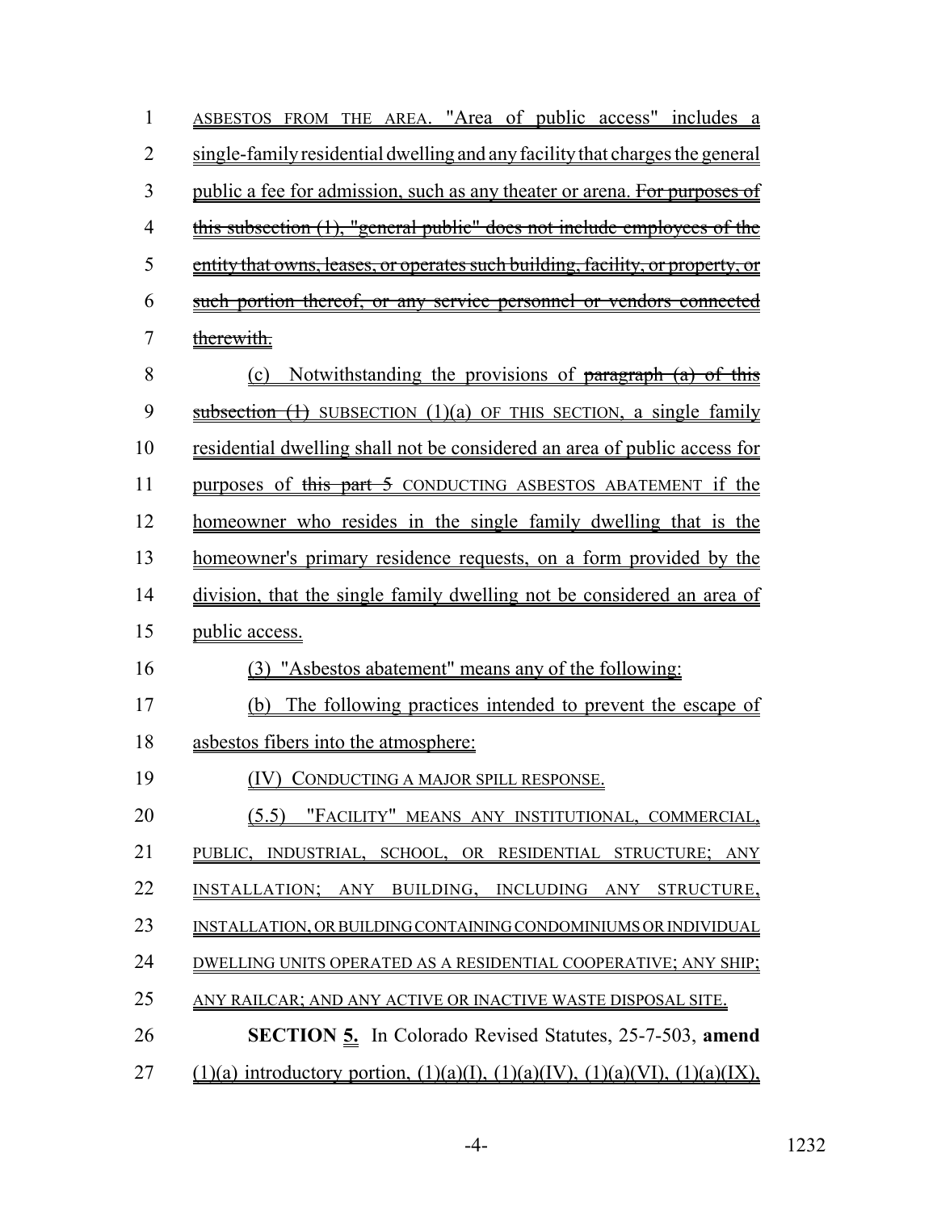ASBESTOS FROM THE AREA. "Area of public access" includes a single-family residential dwelling and any facility that charges the general public a fee for admission, such as any theater or arena. ~~For purposes of this subsection (1), "general public" does not include employees of the entity that owns, leases, or operates such building, facility, or property, or such portion thereof, or any service personnel or vendors connected therewith.~~

(c) Notwithstanding the provisions of ~~paragraph (a) of this subsection (1)~~ SUBSECTION (1)(a) OF THIS SECTION, a single family residential dwelling shall not be considered an area of public access for purposes of ~~this part 5~~ CONDUCTING ASBESTOS ABATEMENT if the homeowner who resides in the single family dwelling that is the homeowner's primary residence requests, on a form provided by the division, that the single family dwelling not be considered an area of public access.

(3) "Asbestos abatement" means any of the following:

(b) The following practices intended to prevent the escape of asbestos fibers into the atmosphere:

(IV) CONDUCTING A MAJOR SPILL RESPONSE.

(5.5) "FACILITY" MEANS ANY INSTITUTIONAL, COMMERCIAL, PUBLIC, INDUSTRIAL, SCHOOL, OR RESIDENTIAL STRUCTURE; ANY INSTALLATION; ANY BUILDING, INCLUDING ANY STRUCTURE, INSTALLATION, OR BUILDING CONTAINING CONDOMINIUMS OR INDIVIDUAL DWELLING UNITS OPERATED AS A RESIDENTIAL COOPERATIVE; ANY SHIP; ANY RAILCAR; AND ANY ACTIVE OR INACTIVE WASTE DISPOSAL SITE.

**SECTION 5.** In Colorado Revised Statutes, 25-7-503, **amend** (1)(a) introductory portion, (1)(a)(I), (1)(a)(IV), (1)(a)(VI), (1)(a)(IX),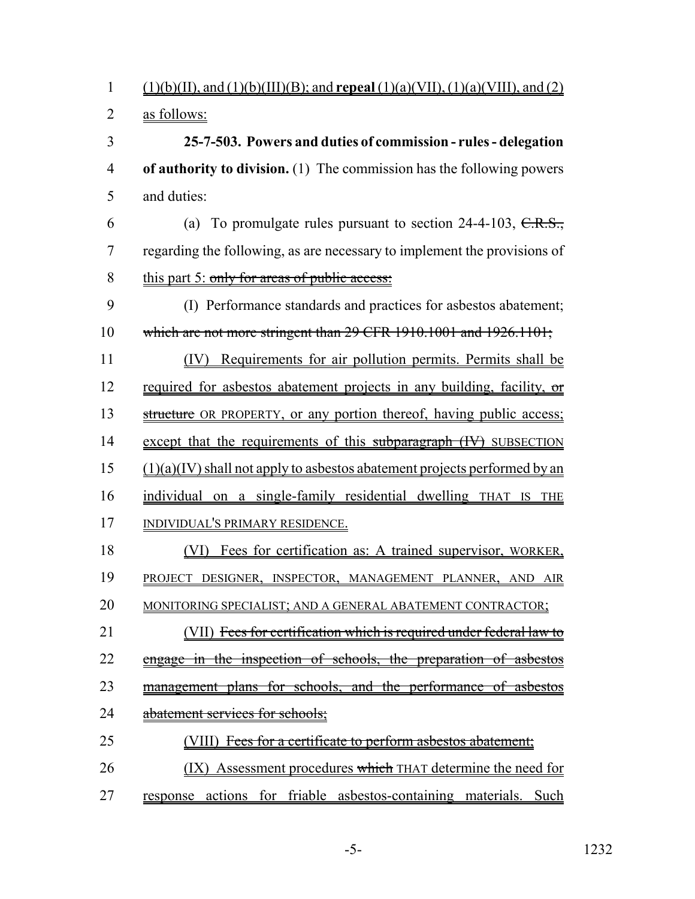(1)(b)(II), and (1)(b)(III)(B); and **repeal** (1)(a)(VII), (1)(a)(VIII), and (2) as follows:

**25-7-503. Powers and duties of commission - rules - delegation of authority to division.** (1) The commission has the following powers and duties:

(a) To promulgate rules pursuant to section 24-4-103, ~~C.R.S.,~~ regarding the following, as are necessary to implement the provisions of this part 5: ~~only for areas of public access:~~

(I) Performance standards and practices for asbestos abatement; ~~which are not more stringent than 29 CFR 1910.1001 and 1926.1101;~~

(IV) Requirements for air pollution permits. Permits shall be required for asbestos abatement projects in any building, facility, ~~or structure~~ OR PROPERTY, or any portion thereof, having public access; except that the requirements of this ~~subparagraph (IV)~~ SUBSECTION (1)(a)(IV) shall not apply to asbestos abatement projects performed by an individual on a single-family residential dwelling THAT IS THE INDIVIDUAL'S PRIMARY RESIDENCE.

(VI) Fees for certification as: A trained supervisor, WORKER, PROJECT DESIGNER, INSPECTOR, MANAGEMENT PLANNER, AND AIR MONITORING SPECIALIST; AND A GENERAL ABATEMENT CONTRACTOR;

(VII) ~~Fees for certification which is required under federal law to engage in the inspection of schools, the preparation of asbestos management plans for schools, and the performance of asbestos abatement services for schools;~~

(VIII) ~~Fees for a certificate to perform asbestos abatement;~~

(IX) Assessment procedures ~~which~~ THAT determine the need for response actions for friable asbestos-containing materials. Such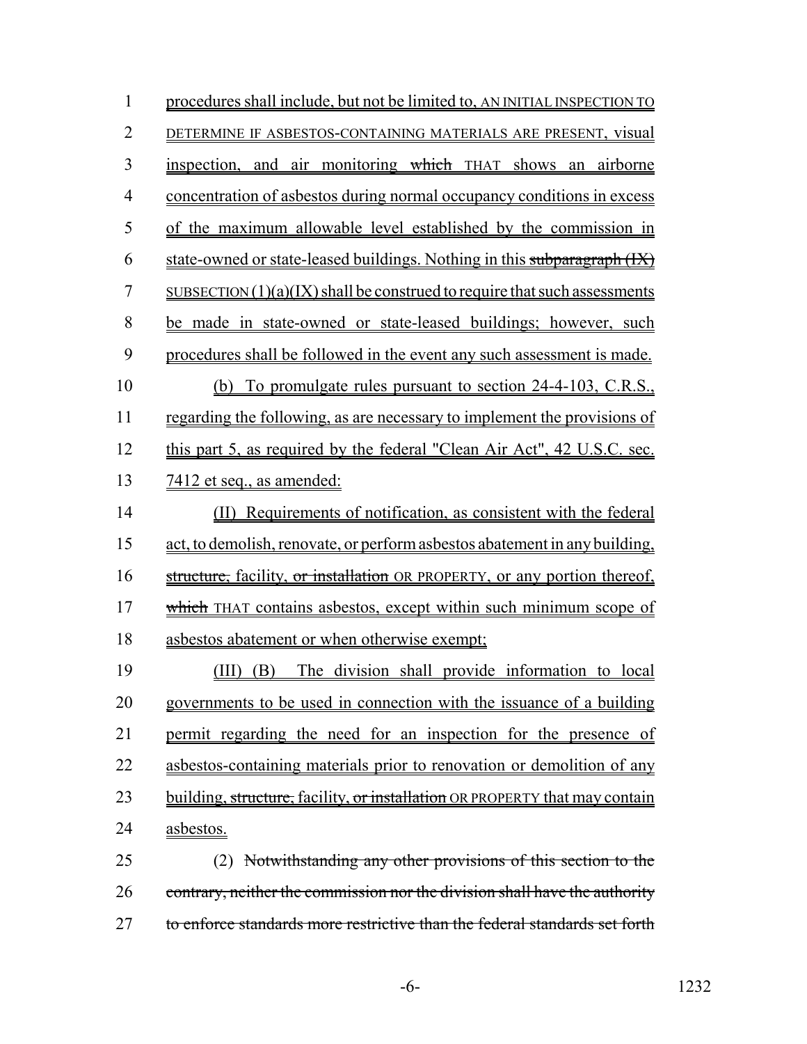procedures shall include, but not be limited to, AN INITIAL INSPECTION TO DETERMINE IF ASBESTOS-CONTAINING MATERIALS ARE PRESENT, visual inspection, and air monitoring ~~which~~ THAT shows an airborne concentration of asbestos during normal occupancy conditions in excess of the maximum allowable level established by the commission in state-owned or state-leased buildings. Nothing in this ~~subparagraph (IX)~~ SUBSECTION (1)(a)(IX) shall be construed to require that such assessments be made in state-owned or state-leased buildings; however, such procedures shall be followed in the event any such assessment is made.

(b) To promulgate rules pursuant to section 24-4-103, C.R.S., regarding the following, as are necessary to implement the provisions of this part 5, as required by the federal "Clean Air Act", 42 U.S.C. sec. 7412 et seq., as amended:

(II) Requirements of notification, as consistent with the federal act, to demolish, renovate, or perform asbestos abatement in any building, ~~structure,~~ facility, ~~or installation~~ OR PROPERTY, or any portion thereof, ~~which~~ THAT contains asbestos, except within such minimum scope of asbestos abatement or when otherwise exempt;

(III) (B) The division shall provide information to local governments to be used in connection with the issuance of a building permit regarding the need for an inspection for the presence of asbestos-containing materials prior to renovation or demolition of any building, ~~structure,~~ facility, ~~or installation~~ OR PROPERTY that may contain asbestos.

(2) ~~Notwithstanding any other provisions of this section to the contrary, neither the commission nor the division shall have the authority to enforce standards more restrictive than the federal standards set forth~~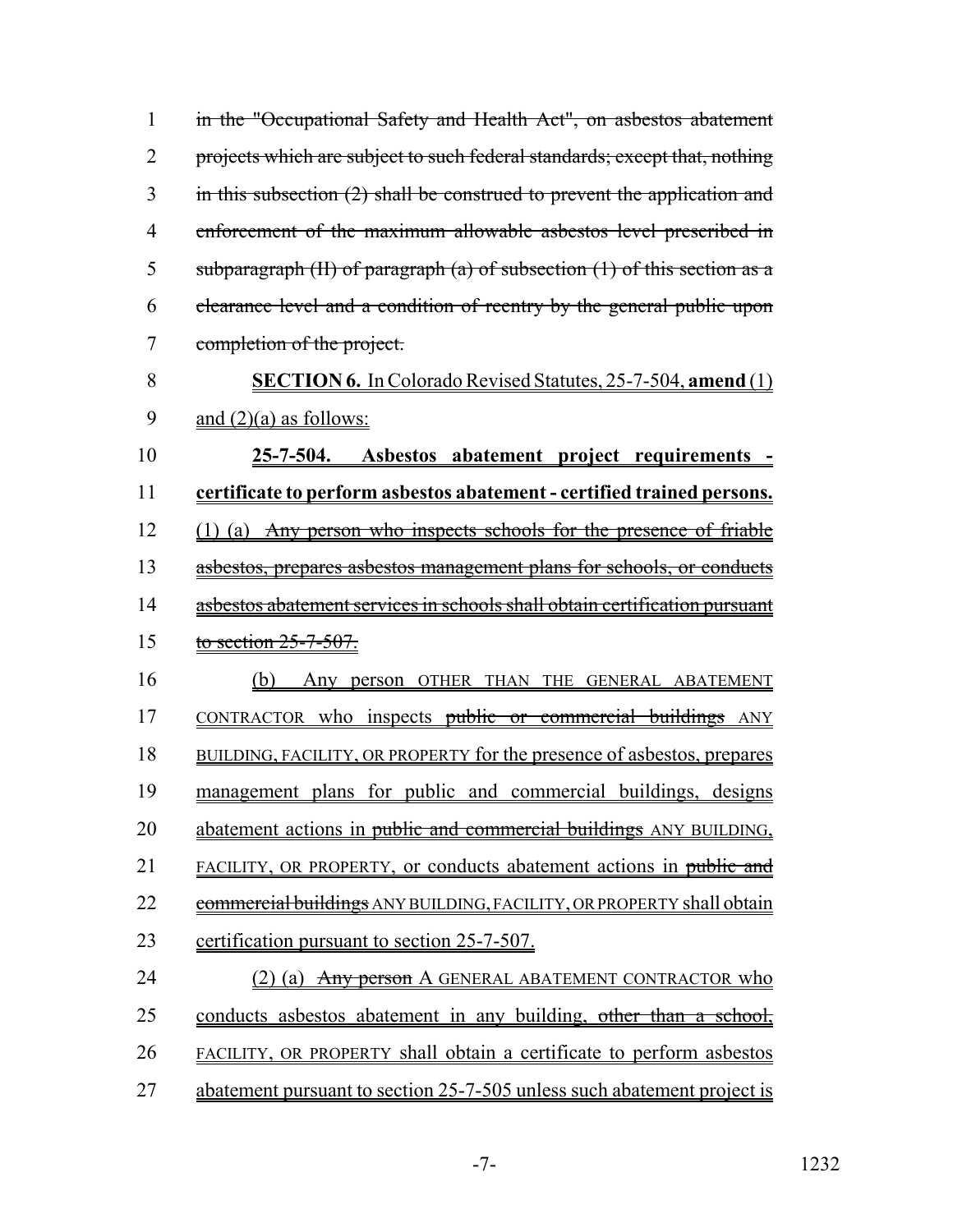~~in the "Occupational Safety and Health Act", on asbestos abatement projects which are subject to such federal standards; except that, nothing in this subsection (2) shall be construed to prevent the application and enforcement of the maximum allowable asbestos level prescribed in subparagraph (II) of paragraph (a) of subsection (1) of this section as a clearance level and a condition of reentry by the general public upon completion of the project.~~

**SECTION 6.** In Colorado Revised Statutes, 25-7-504, **amend** (1) and (2)(a) as follows:

**25-7-504. Asbestos abatement project requirements - certificate to perform asbestos abatement - certified trained persons.** (1) (a) ~~Any person who inspects schools for the presence of friable asbestos, prepares asbestos management plans for schools, or conducts asbestos abatement services in schools shall obtain certification pursuant to section 25-7-507.~~

(b) Any person OTHER THAN THE GENERAL ABATEMENT CONTRACTOR who inspects ~~public or commercial buildings~~ ANY BUILDING, FACILITY, OR PROPERTY for the presence of asbestos, prepares management plans for public and commercial buildings, designs abatement actions in ~~public and commercial buildings~~ ANY BUILDING, FACILITY, OR PROPERTY, or conducts abatement actions in ~~public and commercial buildings~~ ANY BUILDING, FACILITY, OR PROPERTY shall obtain certification pursuant to section 25-7-507.

(2) (a) ~~Any person~~ A GENERAL ABATEMENT CONTRACTOR who conducts asbestos abatement in any building, ~~other than a school,~~ FACILITY, OR PROPERTY shall obtain a certificate to perform asbestos abatement pursuant to section 25-7-505 unless such abatement project is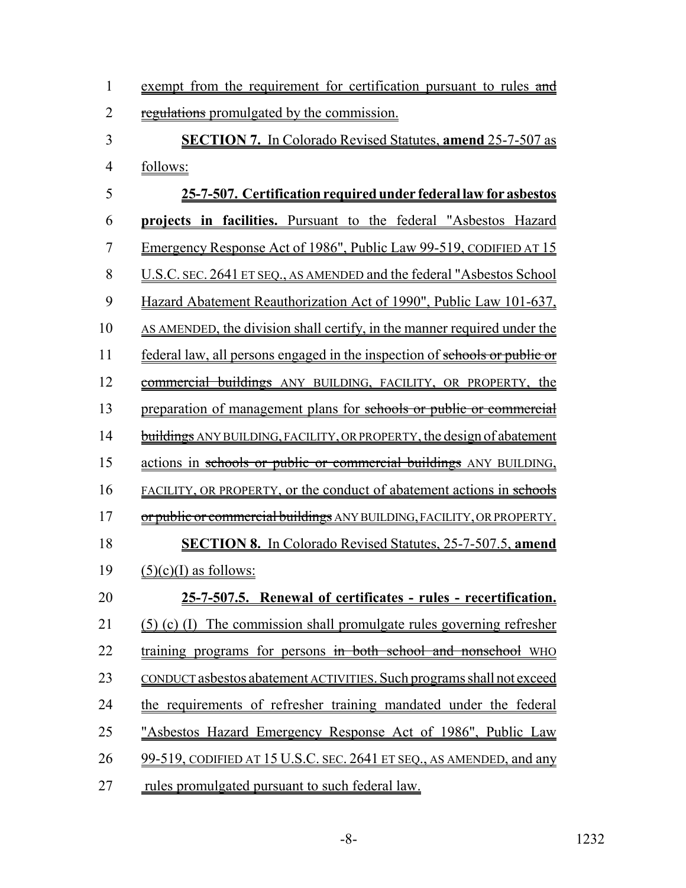exempt from the requirement for certification pursuant to rules ~~and regulations~~ promulgated by the commission.

**SECTION 7.** In Colorado Revised Statutes, **amend** 25-7-507 as follows:

**25-7-507. Certification required under federal law for asbestos projects in facilities.** Pursuant to the federal "Asbestos Hazard Emergency Response Act of 1986", Public Law 99-519, CODIFIED AT 15 U.S.C. SEC. 2641 ET SEQ., AS AMENDED and the federal "Asbestos School Hazard Abatement Reauthorization Act of 1990", Public Law 101-637, AS AMENDED, the division shall certify, in the manner required under the federal law, all persons engaged in the inspection of ~~schools or public or commercial buildings~~ ANY BUILDING, FACILITY, OR PROPERTY, the preparation of management plans for ~~schools or public or commercial buildings~~ ANY BUILDING, FACILITY, OR PROPERTY, the design of abatement actions in ~~schools or public or commercial buildings~~ ANY BUILDING, FACILITY, OR PROPERTY, or the conduct of abatement actions in ~~schools or public or commercial buildings~~ ANY BUILDING, FACILITY, OR PROPERTY.

**SECTION 8.** In Colorado Revised Statutes, 25-7-507.5, **amend** (5)(c)(I) as follows:

**25-7-507.5. Renewal of certificates - rules - recertification.** (5) (c) (I) The commission shall promulgate rules governing refresher training programs for persons ~~in both school and nonschool~~ WHO CONDUCT asbestos abatement ACTIVITIES. Such programs shall not exceed the requirements of refresher training mandated under the federal "Asbestos Hazard Emergency Response Act of 1986", Public Law 99-519, CODIFIED AT 15 U.S.C. SEC. 2641 ET SEQ., AS AMENDED, and any rules promulgated pursuant to such federal law.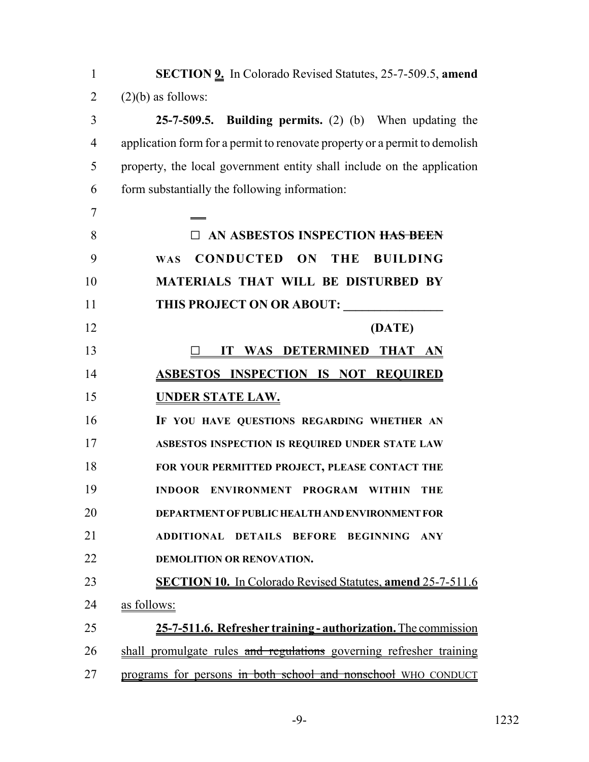**SECTION 9.** In Colorado Revised Statutes, 25-7-509.5, **amend** (2)(b) as follows:

**25-7-509.5. Building permits.** (2) (b) When updating the application form for a permit to renovate property or a permit to demolish property, the local government entity shall include on the application form substantially the following information:

> ☐ **AN ASBESTOS INSPECTION ~~HAS BEEN~~ WAS CONDUCTED ON THE BUILDING MATERIALS THAT WILL BE DISTURBED BY THIS PROJECT ON OR ABOUT: ________________**
>
> **(DATE)**
>
> ☐ **IT WAS DETERMINED THAT AN ASBESTOS INSPECTION IS NOT REQUIRED UNDER STATE LAW.**
>
> **IF YOU HAVE QUESTIONS REGARDING WHETHER AN ASBESTOS INSPECTION IS REQUIRED UNDER STATE LAW FOR YOUR PERMITTED PROJECT, PLEASE CONTACT THE INDOOR ENVIRONMENT PROGRAM WITHIN THE DEPARTMENT OF PUBLIC HEALTH AND ENVIRONMENT FOR ADDITIONAL DETAILS BEFORE BEGINNING ANY DEMOLITION OR RENOVATION.**

**SECTION 10.** In Colorado Revised Statutes, **amend** 25-7-511.6 as follows:

**25-7-511.6. Refresher training - authorization.** The commission shall promulgate rules ~~and regulations~~ governing refresher training programs for persons ~~in both school and nonschool~~ WHO CONDUCT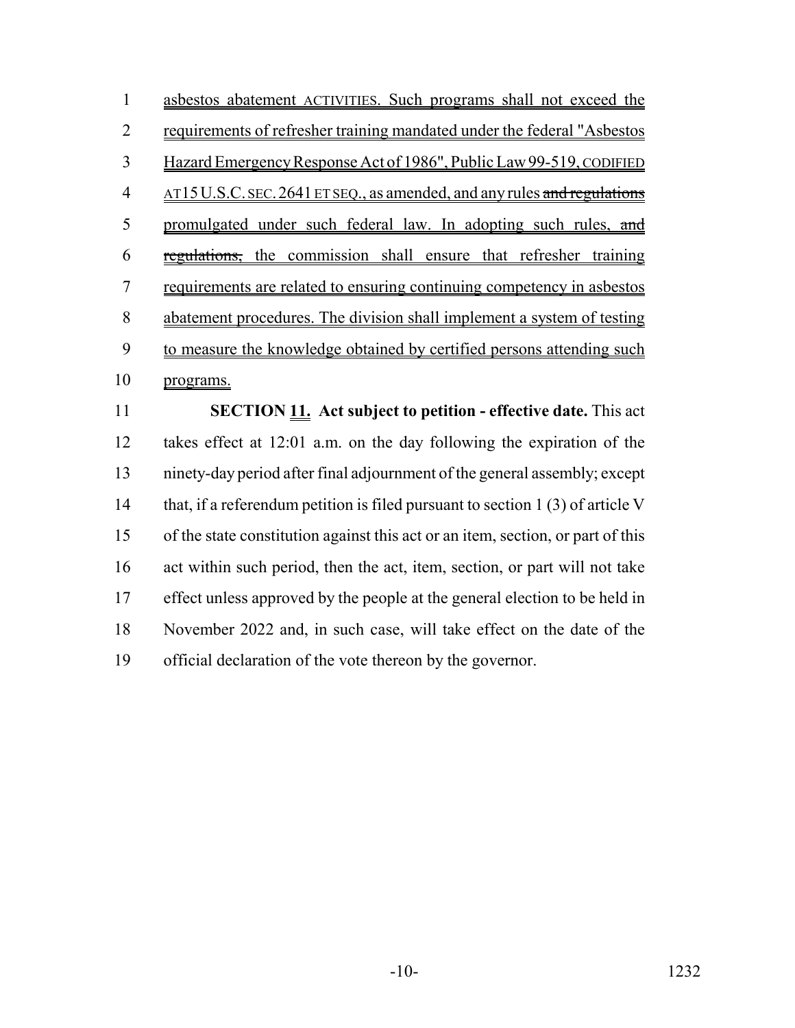asbestos abatement ACTIVITIES. Such programs shall not exceed the requirements of refresher training mandated under the federal "Asbestos Hazard Emergency Response Act of 1986", Public Law 99-519, CODIFIED AT 15 U.S.C. SEC. 2641 ET SEQ., as amended, and any rules ~~and regulations~~ promulgated under such federal law. In adopting such rules, ~~and regulations,~~ the commission shall ensure that refresher training requirements are related to ensuring continuing competency in asbestos abatement procedures. The division shall implement a system of testing to measure the knowledge obtained by certified persons attending such programs.

**SECTION 11. Act subject to petition - effective date.** This act takes effect at 12:01 a.m. on the day following the expiration of the ninety-day period after final adjournment of the general assembly; except that, if a referendum petition is filed pursuant to section 1 (3) of article V of the state constitution against this act or an item, section, or part of this act within such period, then the act, item, section, or part will not take effect unless approved by the people at the general election to be held in November 2022 and, in such case, will take effect on the date of the official declaration of the vote thereon by the governor.